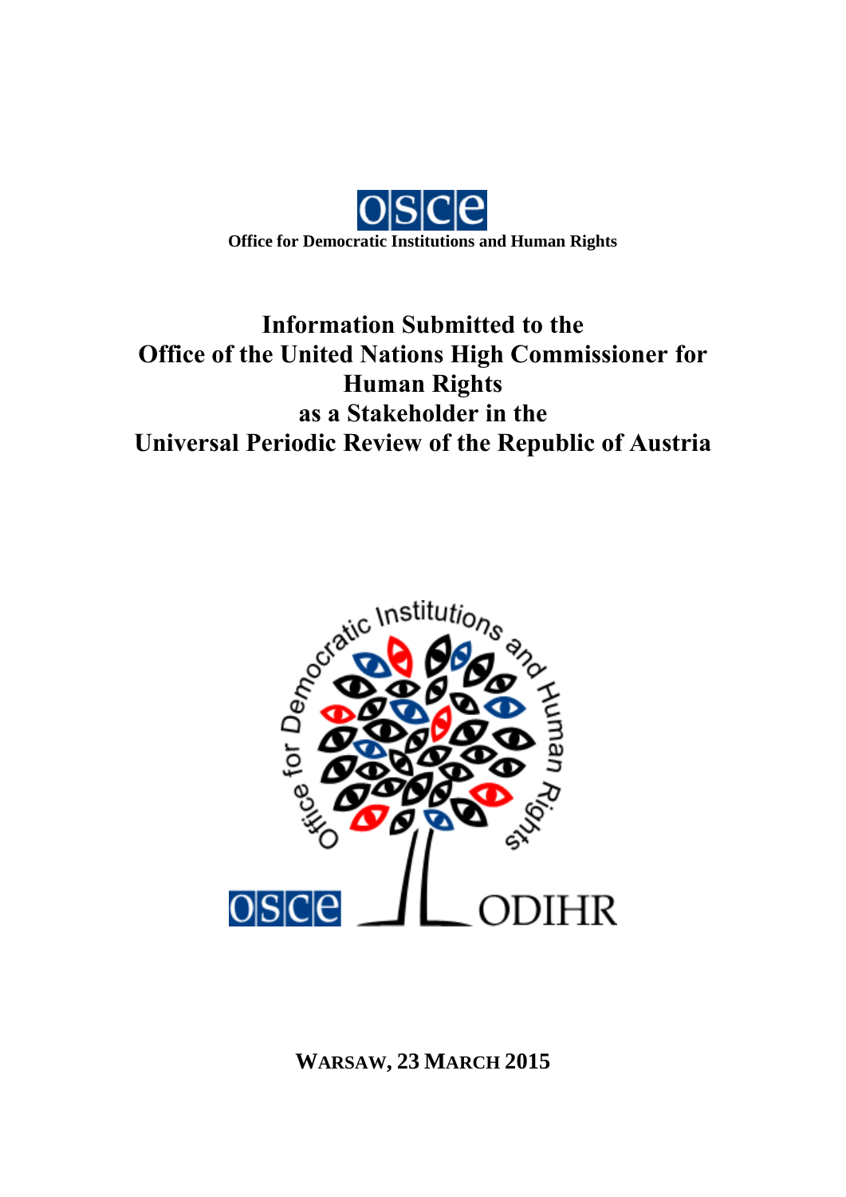OSCE

**Office for Democratic Institutions and Human Rights**

# Information Submitted to the Office of the United Nations High Commissioner for Human Rights as a Stakeholder in the Universal Periodic Review of the Republic of Austria

**WARSAW, 23 MARCH 2015**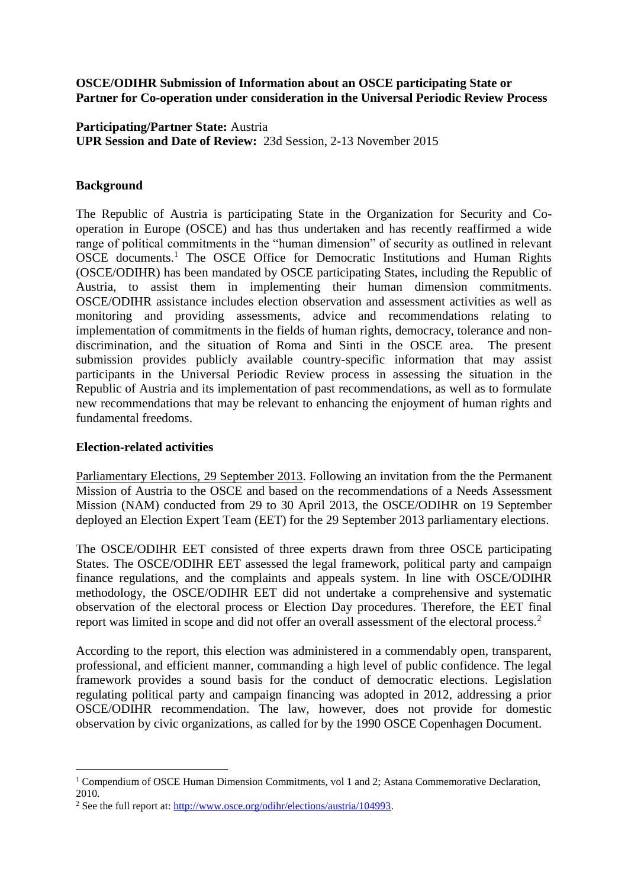**OSCE/ODIHR Submission of Information about an OSCE participating State or Partner for Co-operation under consideration in the Universal Periodic Review Process**

**Participating/Partner State:** Austria
**UPR Session and Date of Review:** 23d Session, 2-13 November 2015

## Background

The Republic of Austria is participating State in the Organization for Security and Co-operation in Europe (OSCE) and has thus undertaken and has recently reaffirmed a wide range of political commitments in the "human dimension" of security as outlined in relevant OSCE documents.[1] The OSCE Office for Democratic Institutions and Human Rights (OSCE/ODIHR) has been mandated by OSCE participating States, including the Republic of Austria, to assist them in implementing their human dimension commitments. OSCE/ODIHR assistance includes election observation and assessment activities as well as monitoring and providing assessments, advice and recommendations relating to implementation of commitments in the fields of human rights, democracy, tolerance and non-discrimination, and the situation of Roma and Sinti in the OSCE area. The present submission provides publicly available country-specific information that may assist participants in the Universal Periodic Review process in assessing the situation in the Republic of Austria and its implementation of past recommendations, as well as to formulate new recommendations that may be relevant to enhancing the enjoyment of human rights and fundamental freedoms.

## Election-related activities

Parliamentary Elections, 29 September 2013. Following an invitation from the the Permanent Mission of Austria to the OSCE and based on the recommendations of a Needs Assessment Mission (NAM) conducted from 29 to 30 April 2013, the OSCE/ODIHR on 19 September deployed an Election Expert Team (EET) for the 29 September 2013 parliamentary elections.

The OSCE/ODIHR EET consisted of three experts drawn from three OSCE participating States. The OSCE/ODIHR EET assessed the legal framework, political party and campaign finance regulations, and the complaints and appeals system. In line with OSCE/ODIHR methodology, the OSCE/ODIHR EET did not undertake a comprehensive and systematic observation of the electoral process or Election Day procedures. Therefore, the EET final report was limited in scope and did not offer an overall assessment of the electoral process.[2]

According to the report, this election was administered in a commendably open, transparent, professional, and efficient manner, commanding a high level of public confidence. The legal framework provides a sound basis for the conduct of democratic elections. Legislation regulating political party and campaign financing was adopted in 2012, addressing a prior OSCE/ODIHR recommendation. The law, however, does not provide for domestic observation by civic organizations, as called for by the 1990 OSCE Copenhagen Document.

---

[1] Compendium of OSCE Human Dimension Commitments, vol 1 and 2; Astana Commemorative Declaration, 2010.

[2] See the full report at: http://www.osce.org/odihr/elections/austria/104993.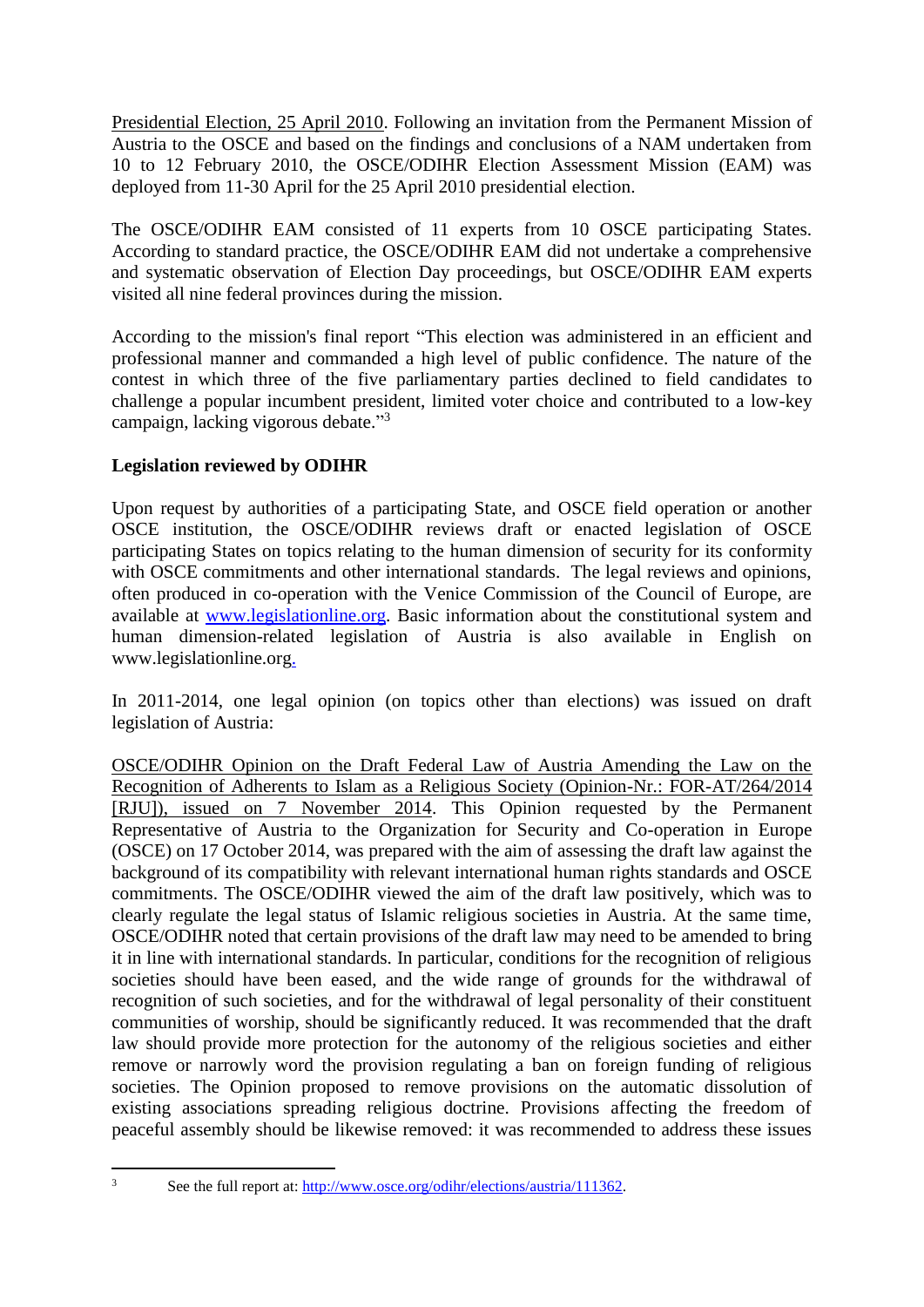Presidential Election, 25 April 2010. Following an invitation from the Permanent Mission of Austria to the OSCE and based on the findings and conclusions of a NAM undertaken from 10 to 12 February 2010, the OSCE/ODIHR Election Assessment Mission (EAM) was deployed from 11-30 April for the 25 April 2010 presidential election.

The OSCE/ODIHR EAM consisted of 11 experts from 10 OSCE participating States. According to standard practice, the OSCE/ODIHR EAM did not undertake a comprehensive and systematic observation of Election Day proceedings, but OSCE/ODIHR EAM experts visited all nine federal provinces during the mission.

According to the mission's final report "This election was administered in an efficient and professional manner and commanded a high level of public confidence. The nature of the contest in which three of the five parliamentary parties declined to field candidates to challenge a popular incumbent president, limited voter choice and contributed to a low-key campaign, lacking vigorous debate."[3]

**Legislation reviewed by ODIHR**

Upon request by authorities of a participating State, and OSCE field operation or another OSCE institution, the OSCE/ODIHR reviews draft or enacted legislation of OSCE participating States on topics relating to the human dimension of security for its conformity with OSCE commitments and other international standards. The legal reviews and opinions, often produced in co-operation with the Venice Commission of the Council of Europe, are available at www.legislationline.org. Basic information about the constitutional system and human dimension-related legislation of Austria is also available in English on www.legislationline.org.

In 2011-2014, one legal opinion (on topics other than elections) was issued on draft legislation of Austria:

OSCE/ODIHR Opinion on the Draft Federal Law of Austria Amending the Law on the Recognition of Adherents to Islam as a Religious Society (Opinion-Nr.: FOR-AT/264/2014 [RJU]), issued on 7 November 2014. This Opinion requested by the Permanent Representative of Austria to the Organization for Security and Co-operation in Europe (OSCE) on 17 October 2014, was prepared with the aim of assessing the draft law against the background of its compatibility with relevant international human rights standards and OSCE commitments. The OSCE/ODIHR viewed the aim of the draft law positively, which was to clearly regulate the legal status of Islamic religious societies in Austria. At the same time, OSCE/ODIHR noted that certain provisions of the draft law may need to be amended to bring it in line with international standards. In particular, conditions for the recognition of religious societies should have been eased, and the wide range of grounds for the withdrawal of recognition of such societies, and for the withdrawal of legal personality of their constituent communities of worship, should be significantly reduced. It was recommended that the draft law should provide more protection for the autonomy of the religious societies and either remove or narrowly word the provision regulating a ban on foreign funding of religious societies. The Opinion proposed to remove provisions on the automatic dissolution of existing associations spreading religious doctrine. Provisions affecting the freedom of peaceful assembly should be likewise removed: it was recommended to address these issues

---

[3] See the full report at: http://www.osce.org/odihr/elections/austria/111362.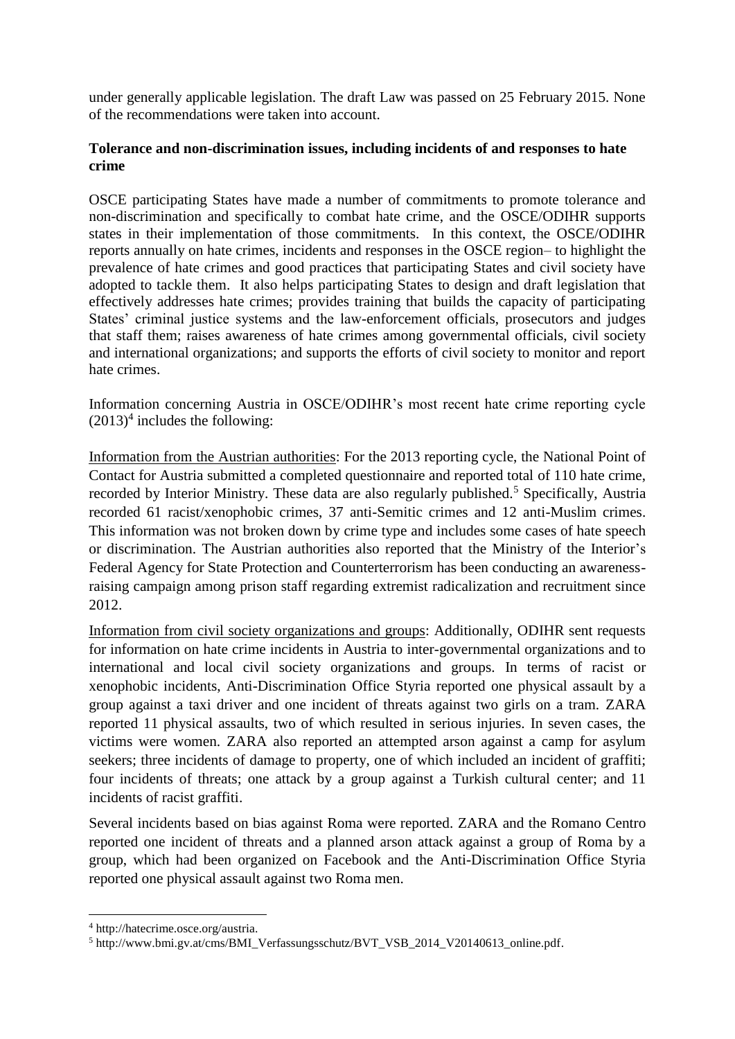under generally applicable legislation. The draft Law was passed on 25 February 2015. None of the recommendations were taken into account.

**Tolerance and non-discrimination issues, including incidents of and responses to hate crime**

OSCE participating States have made a number of commitments to promote tolerance and non-discrimination and specifically to combat hate crime, and the OSCE/ODIHR supports states in their implementation of those commitments. In this context, the OSCE/ODIHR reports annually on hate crimes, incidents and responses in the OSCE region– to highlight the prevalence of hate crimes and good practices that participating States and civil society have adopted to tackle them. It also helps participating States to design and draft legislation that effectively addresses hate crimes; provides training that builds the capacity of participating States' criminal justice systems and the law-enforcement officials, prosecutors and judges that staff them; raises awareness of hate crimes among governmental officials, civil society and international organizations; and supports the efforts of civil society to monitor and report hate crimes.

Information concerning Austria in OSCE/ODIHR's most recent hate crime reporting cycle (2013)[4] includes the following:

Information from the Austrian authorities: For the 2013 reporting cycle, the National Point of Contact for Austria submitted a completed questionnaire and reported total of 110 hate crime, recorded by Interior Ministry. These data are also regularly published.[5] Specifically, Austria recorded 61 racist/xenophobic crimes, 37 anti-Semitic crimes and 12 anti-Muslim crimes. This information was not broken down by crime type and includes some cases of hate speech or discrimination. The Austrian authorities also reported that the Ministry of the Interior's Federal Agency for State Protection and Counterterrorism has been conducting an awareness-raising campaign among prison staff regarding extremist radicalization and recruitment since 2012.

Information from civil society organizations and groups: Additionally, ODIHR sent requests for information on hate crime incidents in Austria to inter-governmental organizations and to international and local civil society organizations and groups. In terms of racist or xenophobic incidents, Anti-Discrimination Office Styria reported one physical assault by a group against a taxi driver and one incident of threats against two girls on a tram. ZARA reported 11 physical assaults, two of which resulted in serious injuries. In seven cases, the victims were women. ZARA also reported an attempted arson against a camp for asylum seekers; three incidents of damage to property, one of which included an incident of graffiti; four incidents of threats; one attack by a group against a Turkish cultural center; and 11 incidents of racist graffiti.

Several incidents based on bias against Roma were reported. ZARA and the Romano Centro reported one incident of threats and a planned arson attack against a group of Roma by a group, which had been organized on Facebook and the Anti-Discrimination Office Styria reported one physical assault against two Roma men.

---

[4] http://hatecrime.osce.org/austria.

[5] http://www.bmi.gv.at/cms/BMI_Verfassungsschutz/BVT_VSB_2014_V20140613_online.pdf.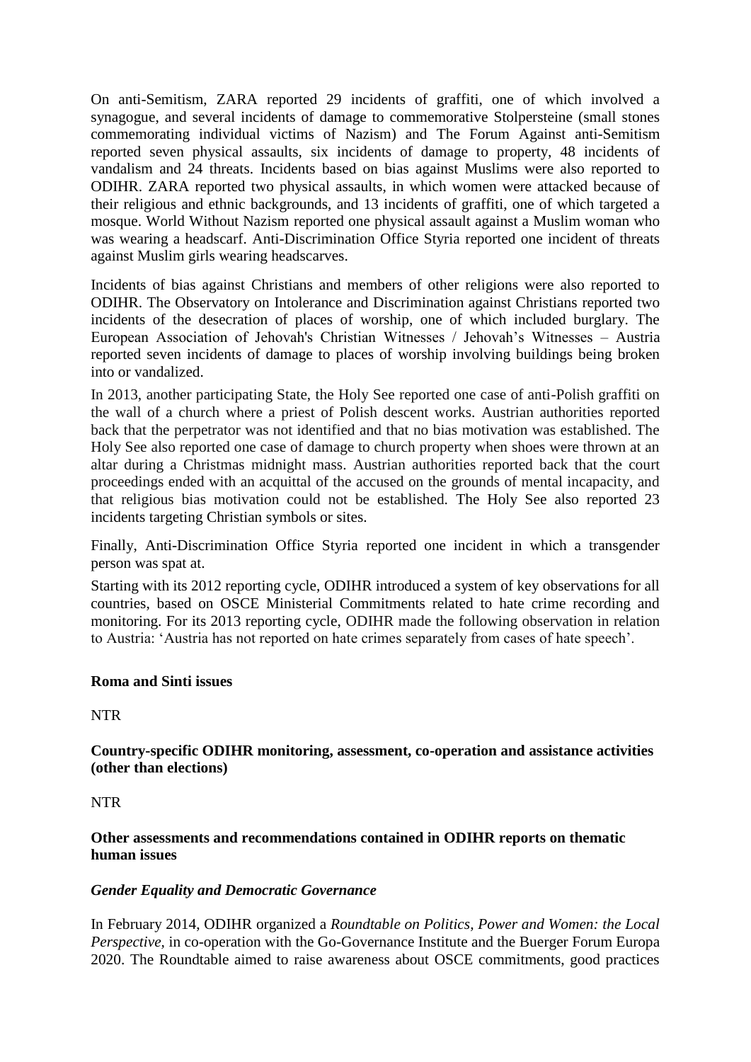On anti-Semitism, ZARA reported 29 incidents of graffiti, one of which involved a synagogue, and several incidents of damage to commemorative Stolpersteine (small stones commemorating individual victims of Nazism) and The Forum Against anti-Semitism reported seven physical assaults, six incidents of damage to property, 48 incidents of vandalism and 24 threats. Incidents based on bias against Muslims were also reported to ODIHR. ZARA reported two physical assaults, in which women were attacked because of their religious and ethnic backgrounds, and 13 incidents of graffiti, one of which targeted a mosque. World Without Nazism reported one physical assault against a Muslim woman who was wearing a headscarf. Anti-Discrimination Office Styria reported one incident of threats against Muslim girls wearing headscarves.

Incidents of bias against Christians and members of other religions were also reported to ODIHR. The Observatory on Intolerance and Discrimination against Christians reported two incidents of the desecration of places of worship, one of which included burglary. The European Association of Jehovah's Christian Witnesses / Jehovah's Witnesses – Austria reported seven incidents of damage to places of worship involving buildings being broken into or vandalized.

In 2013, another participating State, the Holy See reported one case of anti-Polish graffiti on the wall of a church where a priest of Polish descent works. Austrian authorities reported back that the perpetrator was not identified and that no bias motivation was established. The Holy See also reported one case of damage to church property when shoes were thrown at an altar during a Christmas midnight mass. Austrian authorities reported back that the court proceedings ended with an acquittal of the accused on the grounds of mental incapacity, and that religious bias motivation could not be established. The Holy See also reported 23 incidents targeting Christian symbols or sites.

Finally, Anti-Discrimination Office Styria reported one incident in which a transgender person was spat at.

Starting with its 2012 reporting cycle, ODIHR introduced a system of key observations for all countries, based on OSCE Ministerial Commitments related to hate crime recording and monitoring. For its 2013 reporting cycle, ODIHR made the following observation in relation to Austria: 'Austria has not reported on hate crimes separately from cases of hate speech'.

**Roma and Sinti issues**

NTR

**Country-specific ODIHR monitoring, assessment, co-operation and assistance activities (other than elections)**

NTR

**Other assessments and recommendations contained in ODIHR reports on thematic human issues**

***Gender Equality and Democratic Governance***

In February 2014, ODIHR organized a *Roundtable on Politics, Power and Women: the Local Perspective,* in co-operation with the Go-Governance Institute and the Buerger Forum Europa 2020. The Roundtable aimed to raise awareness about OSCE commitments, good practices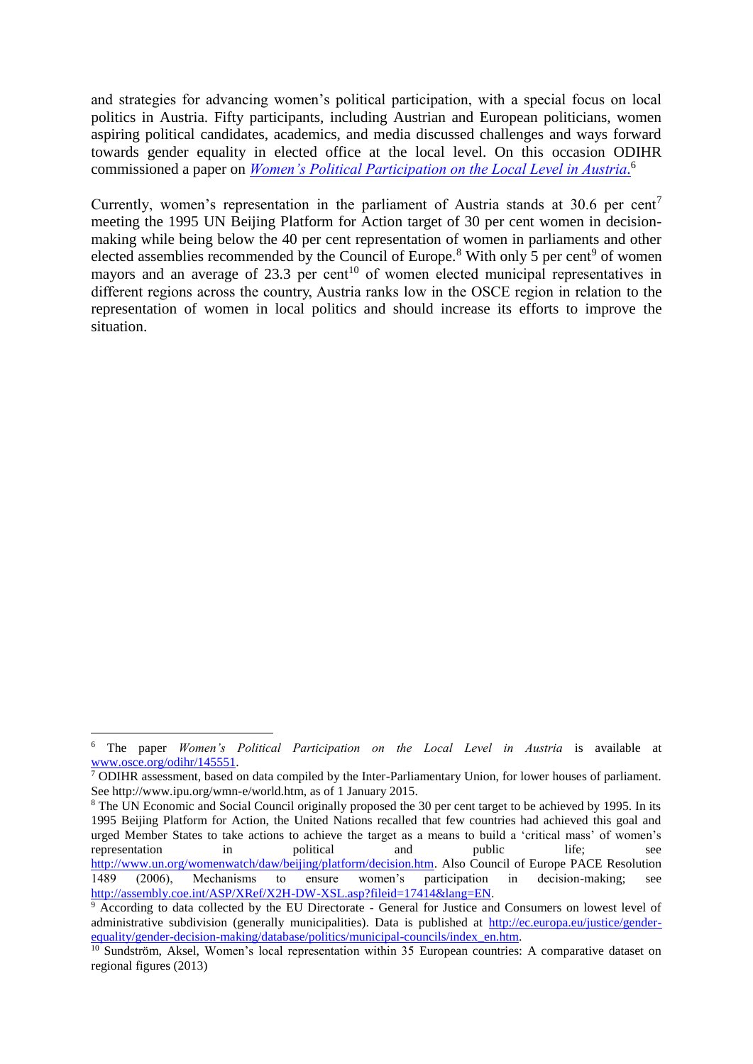and strategies for advancing women's political participation, with a special focus on local politics in Austria. Fifty participants, including Austrian and European politicians, women aspiring political candidates, academics, and media discussed challenges and ways forward towards gender equality in elected office at the local level. On this occasion ODIHR commissioned a paper on [*Women's Political Participation on the Local Level in Austria*.](http://www.osce.org/odihr/145551)[6]

Currently, women's representation in the parliament of Austria stands at 30.6 per cent[7] meeting the 1995 UN Beijing Platform for Action target of 30 per cent women in decision-making while being below the 40 per cent representation of women in parliaments and other elected assemblies recommended by the Council of Europe.[8] With only 5 per cent[9] of women mayors and an average of 23.3 per cent[10] of women elected municipal representatives in different regions across the country, Austria ranks low in the OSCE region in relation to the representation of women in local politics and should increase its efforts to improve the situation.

---

[6] The paper *Women's Political Participation on the Local Level in Austria* is available at [www.osce.org/odihr/145551](http://www.osce.org/odihr/145551).

[7] ODIHR assessment, based on data compiled by the Inter-Parliamentary Union, for lower houses of parliament. See http://www.ipu.org/wmn-e/world.htm, as of 1 January 2015.

[8] The UN Economic and Social Council originally proposed the 30 per cent target to be achieved by 1995. In its 1995 Beijing Platform for Action, the United Nations recalled that few countries had achieved this goal and urged Member States to take actions to achieve the target as a means to build a 'critical mass' of women's representation in political and public life; see http://www.un.org/womenwatch/daw/beijing/platform/decision.htm. Also Council of Europe PACE Resolution 1489 (2006), Mechanisms to ensure women's participation in decision-making; see http://assembly.coe.int/ASP/XRef/X2H-DW-XSL.asp?fileid=17414&lang=EN.

[9] According to data collected by the EU Directorate - General for Justice and Consumers on lowest level of administrative subdivision (generally municipalities). Data is published at http://ec.europa.eu/justice/gender-equality/gender-decision-making/database/politics/municipal-councils/index_en.htm.

[10] Sundström, Aksel, Women's local representation within 35 European countries: A comparative dataset on regional figures (2013)